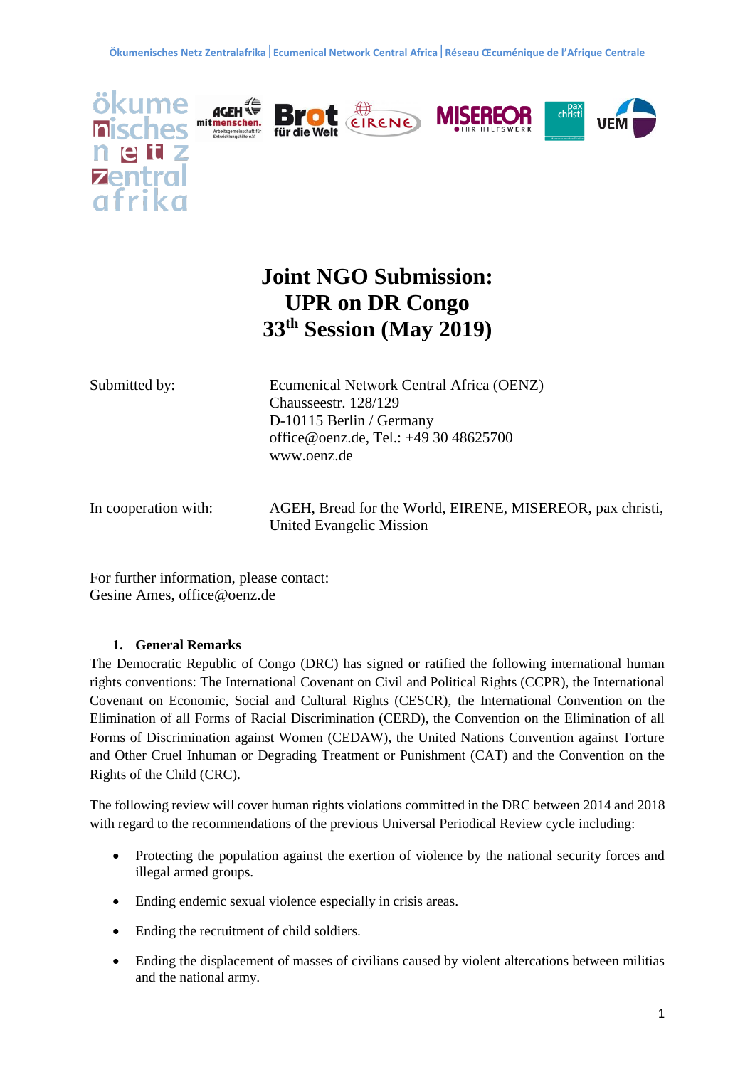# Joint NGO Submission:
# UPR on DR Congo
# 33rd Session (May 2019)

Submitted by: Ecumenical Network Central Africa (OENZ)
Chausseestr. 128/129
D-10115 Berlin / Germany
office@oenz.de, Tel.: +49 30 48625700
www.oenz.de

In cooperation with: AGEH, Bread for the World, EIRENE, MISEREOR, pax christi, United Evangelic Mission

For further information, please contact:
Gesine Ames, office@oenz.de

## 1. General Remarks

The Democratic Republic of Congo (DRC) has signed or ratified the following international human rights conventions: The International Covenant on Civil and Political Rights (CCPR), the International Covenant on Economic, Social and Cultural Rights (CESCR), the International Convention on the Elimination of all Forms of Racial Discrimination (CERD), the Convention on the Elimination of all Forms of Discrimination against Women (CEDAW), the United Nations Convention against Torture and Other Cruel Inhuman or Degrading Treatment or Punishment (CAT) and the Convention on the Rights of the Child (CRC).

The following review will cover human rights violations committed in the DRC between 2014 and 2018 with regard to the recommendations of the previous Universal Periodical Review cycle including:

- Protecting the population against the exertion of violence by the national security forces and illegal armed groups.
- Ending endemic sexual violence especially in crisis areas.
- Ending the recruitment of child soldiers.
- Ending the displacement of masses of civilians caused by violent altercations between militias and the national army.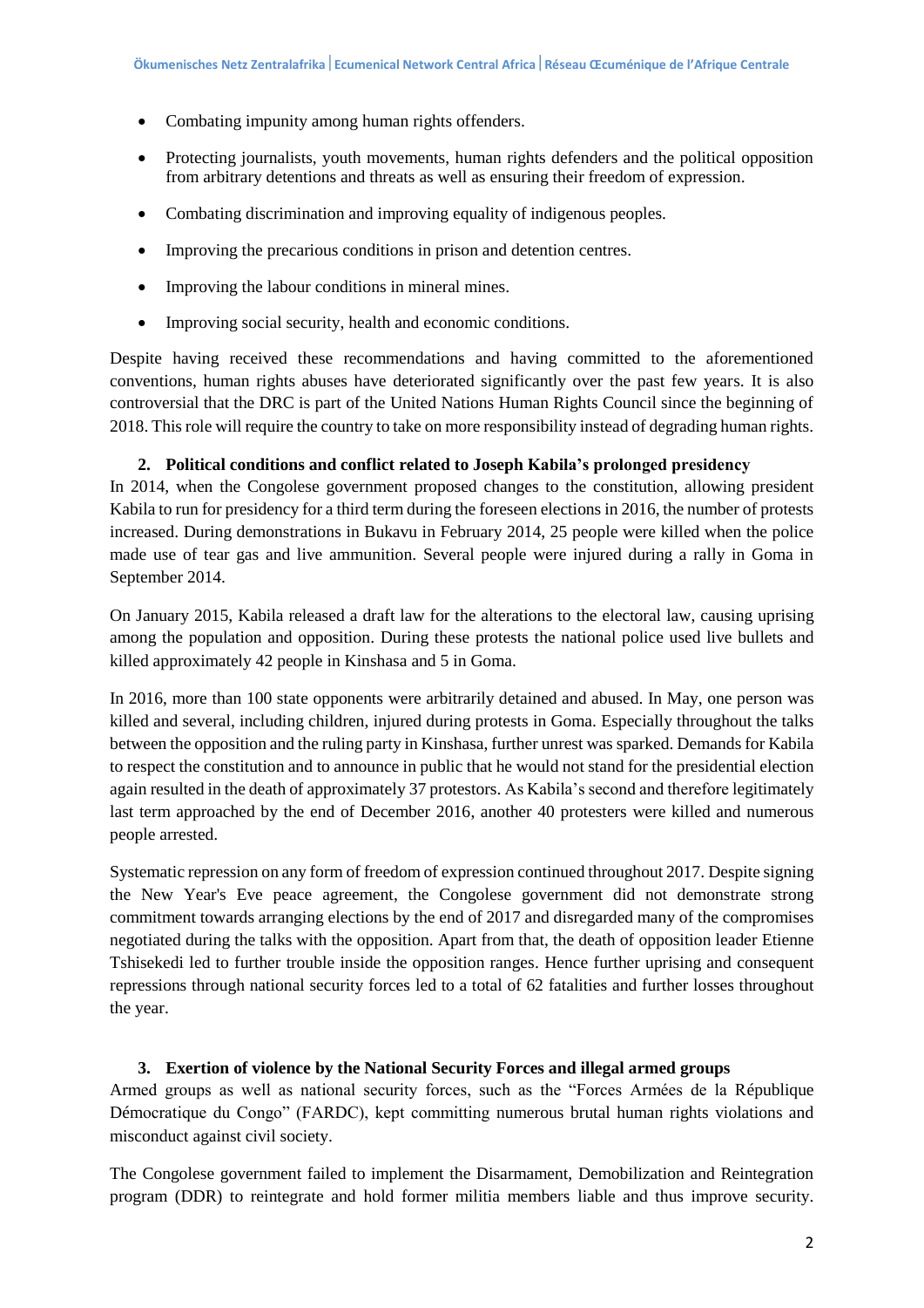- Combating impunity among human rights offenders.
- Protecting journalists, youth movements, human rights defenders and the political opposition from arbitrary detentions and threats as well as ensuring their freedom of expression.
- Combating discrimination and improving equality of indigenous peoples.
- Improving the precarious conditions in prison and detention centres.
- Improving the labour conditions in mineral mines.
- Improving social security, health and economic conditions.

Despite having received these recommendations and having committed to the aforementioned conventions, human rights abuses have deteriorated significantly over the past few years. It is also controversial that the DRC is part of the United Nations Human Rights Council since the beginning of 2018. This role will require the country to take on more responsibility instead of degrading human rights.

## 2. Political conditions and conflict related to Joseph Kabila's prolonged presidency

In 2014, when the Congolese government proposed changes to the constitution, allowing president Kabila to run for presidency for a third term during the foreseen elections in 2016, the number of protests increased. During demonstrations in Bukavu in February 2014, 25 people were killed when the police made use of tear gas and live ammunition. Several people were injured during a rally in Goma in September 2014.

On January 2015, Kabila released a draft law for the alterations to the electoral law, causing uprising among the population and opposition. During these protests the national police used live bullets and killed approximately 42 people in Kinshasa and 5 in Goma.

In 2016, more than 100 state opponents were arbitrarily detained and abused. In May, one person was killed and several, including children, injured during protests in Goma. Especially throughout the talks between the opposition and the ruling party in Kinshasa, further unrest was sparked. Demands for Kabila to respect the constitution and to announce in public that he would not stand for the presidential election again resulted in the death of approximately 37 protestors. As Kabila's second and therefore legitimately last term approached by the end of December 2016, another 40 protesters were killed and numerous people arrested.

Systematic repression on any form of freedom of expression continued throughout 2017. Despite signing the New Year's Eve peace agreement, the Congolese government did not demonstrate strong commitment towards arranging elections by the end of 2017 and disregarded many of the compromises negotiated during the talks with the opposition. Apart from that, the death of opposition leader Etienne Tshisekedi led to further trouble inside the opposition ranges. Hence further uprising and consequent repressions through national security forces led to a total of 62 fatalities and further losses throughout the year.

## 3. Exertion of violence by the National Security Forces and illegal armed groups

Armed groups as well as national security forces, such as the "Forces Armées de la République Démocratique du Congo" (FARDC), kept committing numerous brutal human rights violations and misconduct against civil society.

The Congolese government failed to implement the Disarmament, Demobilization and Reintegration program (DDR) to reintegrate and hold former militia members liable and thus improve security.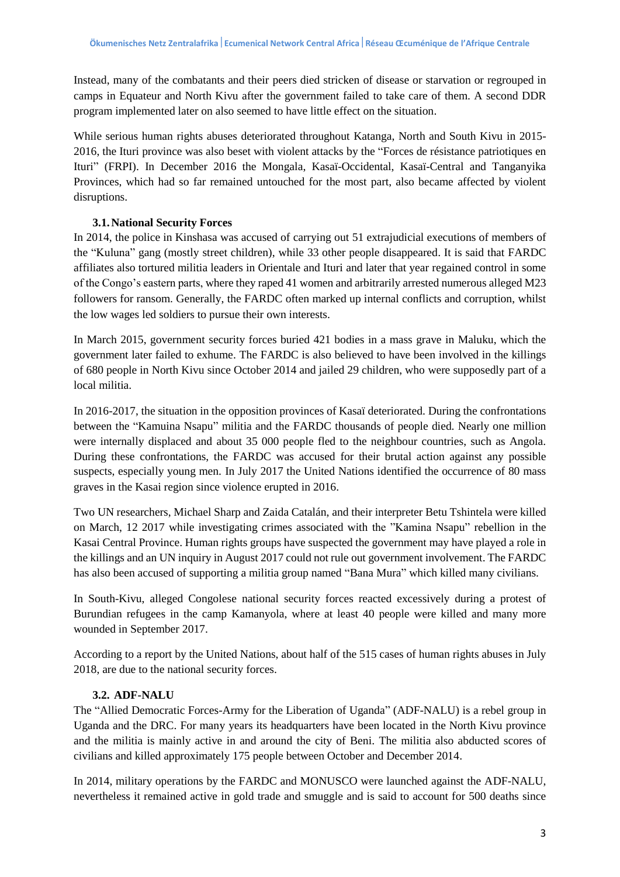Instead, many of the combatants and their peers died stricken of disease or starvation or regrouped in camps in Equateur and North Kivu after the government failed to take care of them. A second DDR program implemented later on also seemed to have little effect on the situation.

While serious human rights abuses deteriorated throughout Katanga, North and South Kivu in 2015-2016, the Ituri province was also beset with violent attacks by the "Forces de résistance patriotiques en Ituri" (FRPI). In December 2016 the Mongala, Kasaï-Occidental, Kasaï-Central and Tanganyika Provinces, which had so far remained untouched for the most part, also became affected by violent disruptions.

### 3.1. National Security Forces

In 2014, the police in Kinshasa was accused of carrying out 51 extrajudicial executions of members of the "Kuluna" gang (mostly street children), while 33 other people disappeared. It is said that FARDC affiliates also tortured militia leaders in Orientale and Ituri and later that year regained control in some of the Congo's eastern parts, where they raped 41 women and arbitrarily arrested numerous alleged M23 followers for ransom. Generally, the FARDC often marked up internal conflicts and corruption, whilst the low wages led soldiers to pursue their own interests.

In March 2015, government security forces buried 421 bodies in a mass grave in Maluku, which the government later failed to exhume. The FARDC is also believed to have been involved in the killings of 680 people in North Kivu since October 2014 and jailed 29 children, who were supposedly part of a local militia.

In 2016-2017, the situation in the opposition provinces of Kasaï deteriorated. During the confrontations between the "Kamuina Nsapu" militia and the FARDC thousands of people died. Nearly one million were internally displaced and about 35 000 people fled to the neighbour countries, such as Angola. During these confrontations, the FARDC was accused for their brutal action against any possible suspects, especially young men. In July 2017 the United Nations identified the occurrence of 80 mass graves in the Kasai region since violence erupted in 2016.

Two UN researchers, Michael Sharp and Zaida Catalán, and their interpreter Betu Tshintela were killed on March, 12 2017 while investigating crimes associated with the "Kamina Nsapu" rebellion in the Kasai Central Province. Human rights groups have suspected the government may have played a role in the killings and an UN inquiry in August 2017 could not rule out government involvement. The FARDC has also been accused of supporting a militia group named "Bana Mura" which killed many civilians.

In South-Kivu, alleged Congolese national security forces reacted excessively during a protest of Burundian refugees in the camp Kamanyola, where at least 40 people were killed and many more wounded in September 2017.

According to a report by the United Nations, about half of the 515 cases of human rights abuses in July 2018, are due to the national security forces.

### 3.2. ADF-NALU

The "Allied Democratic Forces-Army for the Liberation of Uganda" (ADF-NALU) is a rebel group in Uganda and the DRC. For many years its headquarters have been located in the North Kivu province and the militia is mainly active in and around the city of Beni. The militia also abducted scores of civilians and killed approximately 175 people between October and December 2014.

In 2014, military operations by the FARDC and MONUSCO were launched against the ADF-NALU, nevertheless it remained active in gold trade and smuggle and is said to account for 500 deaths since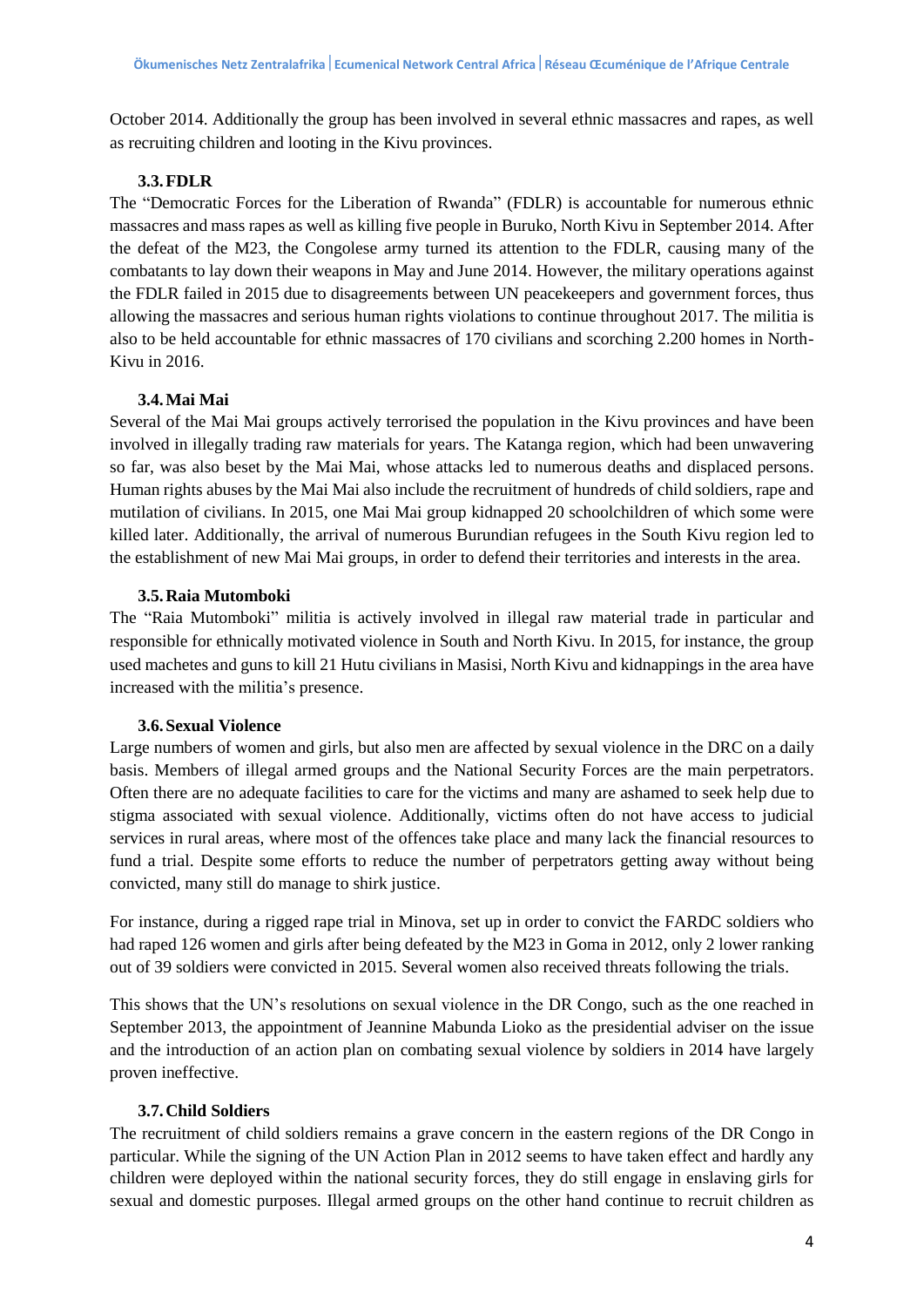October 2014. Additionally the group has been involved in several ethnic massacres and rapes, as well as recruiting children and looting in the Kivu provinces.

### 3.3. FDLR

The "Democratic Forces for the Liberation of Rwanda" (FDLR) is accountable for numerous ethnic massacres and mass rapes as well as killing five people in Buruko, North Kivu in September 2014. After the defeat of the M23, the Congolese army turned its attention to the FDLR, causing many of the combatants to lay down their weapons in May and June 2014. However, the military operations against the FDLR failed in 2015 due to disagreements between UN peacekeepers and government forces, thus allowing the massacres and serious human rights violations to continue throughout 2017. The militia is also to be held accountable for ethnic massacres of 170 civilians and scorching 2.200 homes in North-Kivu in 2016.

### 3.4. Mai Mai

Several of the Mai Mai groups actively terrorised the population in the Kivu provinces and have been involved in illegally trading raw materials for years. The Katanga region, which had been unwavering so far, was also beset by the Mai Mai, whose attacks led to numerous deaths and displaced persons. Human rights abuses by the Mai Mai also include the recruitment of hundreds of child soldiers, rape and mutilation of civilians. In 2015, one Mai Mai group kidnapped 20 schoolchildren of which some were killed later. Additionally, the arrival of numerous Burundian refugees in the South Kivu region led to the establishment of new Mai Mai groups, in order to defend their territories and interests in the area.

### 3.5. Raia Mutomboki

The "Raia Mutomboki" militia is actively involved in illegal raw material trade in particular and responsible for ethnically motivated violence in South and North Kivu. In 2015, for instance, the group used machetes and guns to kill 21 Hutu civilians in Masisi, North Kivu and kidnappings in the area have increased with the militia's presence.

### 3.6. Sexual Violence

Large numbers of women and girls, but also men are affected by sexual violence in the DRC on a daily basis. Members of illegal armed groups and the National Security Forces are the main perpetrators. Often there are no adequate facilities to care for the victims and many are ashamed to seek help due to stigma associated with sexual violence. Additionally, victims often do not have access to judicial services in rural areas, where most of the offences take place and many lack the financial resources to fund a trial. Despite some efforts to reduce the number of perpetrators getting away without being convicted, many still do manage to shirk justice.

For instance, during a rigged rape trial in Minova, set up in order to convict the FARDC soldiers who had raped 126 women and girls after being defeated by the M23 in Goma in 2012, only 2 lower ranking out of 39 soldiers were convicted in 2015. Several women also received threats following the trials.

This shows that the UN's resolutions on sexual violence in the DR Congo, such as the one reached in September 2013, the appointment of Jeannine Mabunda Lioko as the presidential adviser on the issue and the introduction of an action plan on combating sexual violence by soldiers in 2014 have largely proven ineffective.

### 3.7. Child Soldiers

The recruitment of child soldiers remains a grave concern in the eastern regions of the DR Congo in particular. While the signing of the UN Action Plan in 2012 seems to have taken effect and hardly any children were deployed within the national security forces, they do still engage in enslaving girls for sexual and domestic purposes. Illegal armed groups on the other hand continue to recruit children as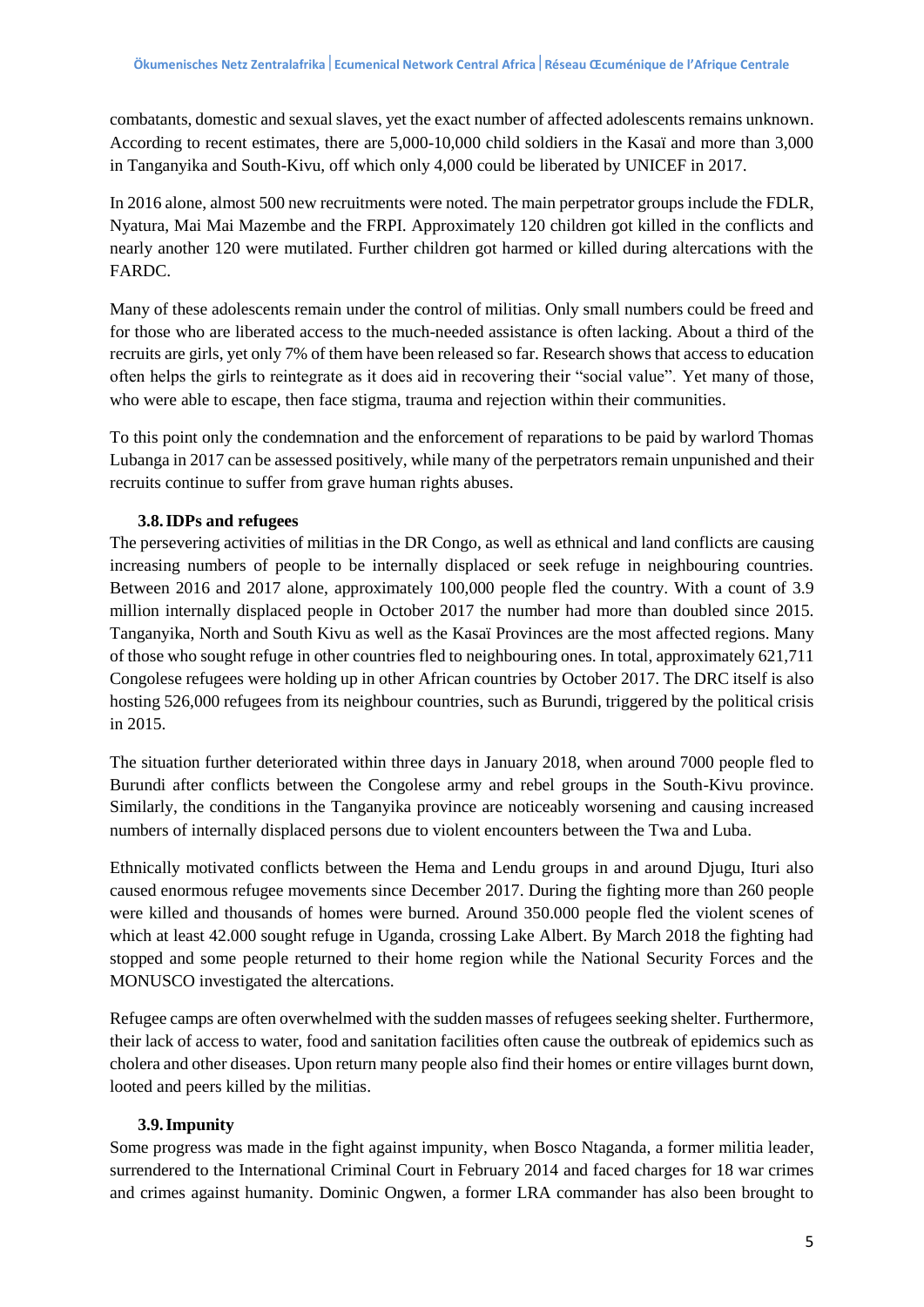combatants, domestic and sexual slaves, yet the exact number of affected adolescents remains unknown. According to recent estimates, there are 5,000-10,000 child soldiers in the Kasaï and more than 3,000 in Tanganyika and South-Kivu, off which only 4,000 could be liberated by UNICEF in 2017.

In 2016 alone, almost 500 new recruitments were noted. The main perpetrator groups include the FDLR, Nyatura, Mai Mai Mazembe and the FRPI. Approximately 120 children got killed in the conflicts and nearly another 120 were mutilated. Further children got harmed or killed during altercations with the FARDC.

Many of these adolescents remain under the control of militias. Only small numbers could be freed and for those who are liberated access to the much-needed assistance is often lacking. About a third of the recruits are girls, yet only 7% of them have been released so far. Research shows that access to education often helps the girls to reintegrate as it does aid in recovering their "social value". Yet many of those, who were able to escape, then face stigma, trauma and rejection within their communities.

To this point only the condemnation and the enforcement of reparations to be paid by warlord Thomas Lubanga in 2017 can be assessed positively, while many of the perpetrators remain unpunished and their recruits continue to suffer from grave human rights abuses.

### 3.8. IDPs and refugees

The persevering activities of militias in the DR Congo, as well as ethnical and land conflicts are causing increasing numbers of people to be internally displaced or seek refuge in neighbouring countries. Between 2016 and 2017 alone, approximately 100,000 people fled the country. With a count of 3.9 million internally displaced people in October 2017 the number had more than doubled since 2015. Tanganyika, North and South Kivu as well as the Kasaï Provinces are the most affected regions. Many of those who sought refuge in other countries fled to neighbouring ones. In total, approximately 621,711 Congolese refugees were holding up in other African countries by October 2017. The DRC itself is also hosting 526,000 refugees from its neighbour countries, such as Burundi, triggered by the political crisis in 2015.

The situation further deteriorated within three days in January 2018, when around 7000 people fled to Burundi after conflicts between the Congolese army and rebel groups in the South-Kivu province. Similarly, the conditions in the Tanganyika province are noticeably worsening and causing increased numbers of internally displaced persons due to violent encounters between the Twa and Luba.

Ethnically motivated conflicts between the Hema and Lendu groups in and around Djugu, Ituri also caused enormous refugee movements since December 2017. During the fighting more than 260 people were killed and thousands of homes were burned. Around 350.000 people fled the violent scenes of which at least 42.000 sought refuge in Uganda, crossing Lake Albert. By March 2018 the fighting had stopped and some people returned to their home region while the National Security Forces and the MONUSCO investigated the altercations.

Refugee camps are often overwhelmed with the sudden masses of refugees seeking shelter. Furthermore, their lack of access to water, food and sanitation facilities often cause the outbreak of epidemics such as cholera and other diseases. Upon return many people also find their homes or entire villages burnt down, looted and peers killed by the militias.

### 3.9. Impunity

Some progress was made in the fight against impunity, when Bosco Ntaganda, a former militia leader, surrendered to the International Criminal Court in February 2014 and faced charges for 18 war crimes and crimes against humanity. Dominic Ongwen, a former LRA commander has also been brought to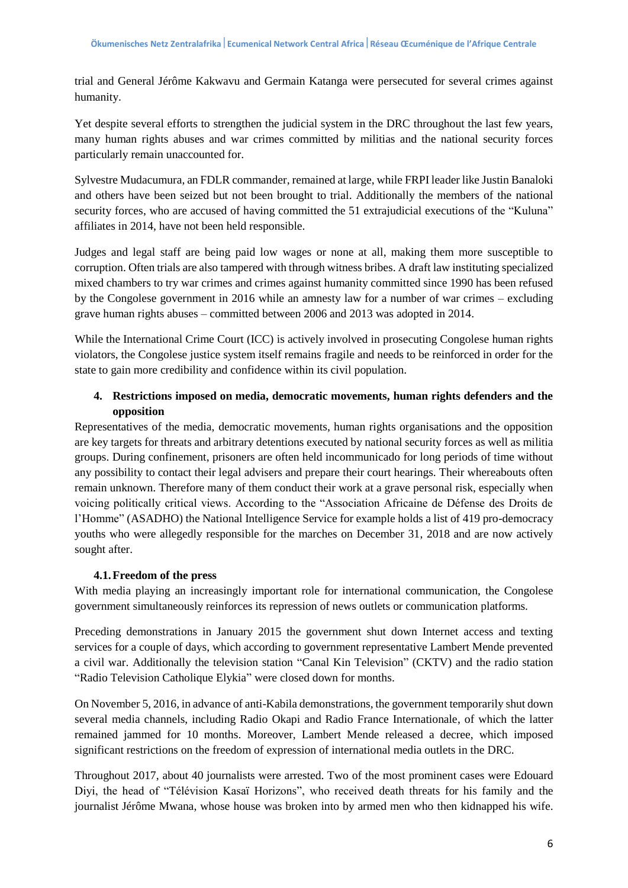trial and General Jérôme Kakwavu and Germain Katanga were persecuted for several crimes against humanity.

Yet despite several efforts to strengthen the judicial system in the DRC throughout the last few years, many human rights abuses and war crimes committed by militias and the national security forces particularly remain unaccounted for.

Sylvestre Mudacumura, an FDLR commander, remained at large, while FRPI leader like Justin Banaloki and others have been seized but not been brought to trial. Additionally the members of the national security forces, who are accused of having committed the 51 extrajudicial executions of the "Kuluna" affiliates in 2014, have not been held responsible.

Judges and legal staff are being paid low wages or none at all, making them more susceptible to corruption. Often trials are also tampered with through witness bribes. A draft law instituting specialized mixed chambers to try war crimes and crimes against humanity committed since 1990 has been refused by the Congolese government in 2016 while an amnesty law for a number of war crimes – excluding grave human rights abuses – committed between 2006 and 2013 was adopted in 2014.

While the International Crime Court (ICC) is actively involved in prosecuting Congolese human rights violators, the Congolese justice system itself remains fragile and needs to be reinforced in order for the state to gain more credibility and confidence within its civil population.

## 4. Restrictions imposed on media, democratic movements, human rights defenders and the opposition

Representatives of the media, democratic movements, human rights organisations and the opposition are key targets for threats and arbitrary detentions executed by national security forces as well as militia groups. During confinement, prisoners are often held incommunicado for long periods of time without any possibility to contact their legal advisers and prepare their court hearings. Their whereabouts often remain unknown. Therefore many of them conduct their work at a grave personal risk, especially when voicing politically critical views. According to the "Association Africaine de Défense des Droits de l'Homme" (ASADHO) the National Intelligence Service for example holds a list of 419 pro-democracy youths who were allegedly responsible for the marches on December 31, 2018 and are now actively sought after.

### 4.1. Freedom of the press

With media playing an increasingly important role for international communication, the Congolese government simultaneously reinforces its repression of news outlets or communication platforms.

Preceding demonstrations in January 2015 the government shut down Internet access and texting services for a couple of days, which according to government representative Lambert Mende prevented a civil war. Additionally the television station "Canal Kin Television" (CKTV) and the radio station "Radio Television Catholique Elykia" were closed down for months.

On November 5, 2016, in advance of anti-Kabila demonstrations, the government temporarily shut down several media channels, including Radio Okapi and Radio France Internationale, of which the latter remained jammed for 10 months. Moreover, Lambert Mende released a decree, which imposed significant restrictions on the freedom of expression of international media outlets in the DRC.

Throughout 2017, about 40 journalists were arrested. Two of the most prominent cases were Edouard Diyi, the head of "Télévision Kasaï Horizons", who received death threats for his family and the journalist Jérôme Mwana, whose house was broken into by armed men who then kidnapped his wife.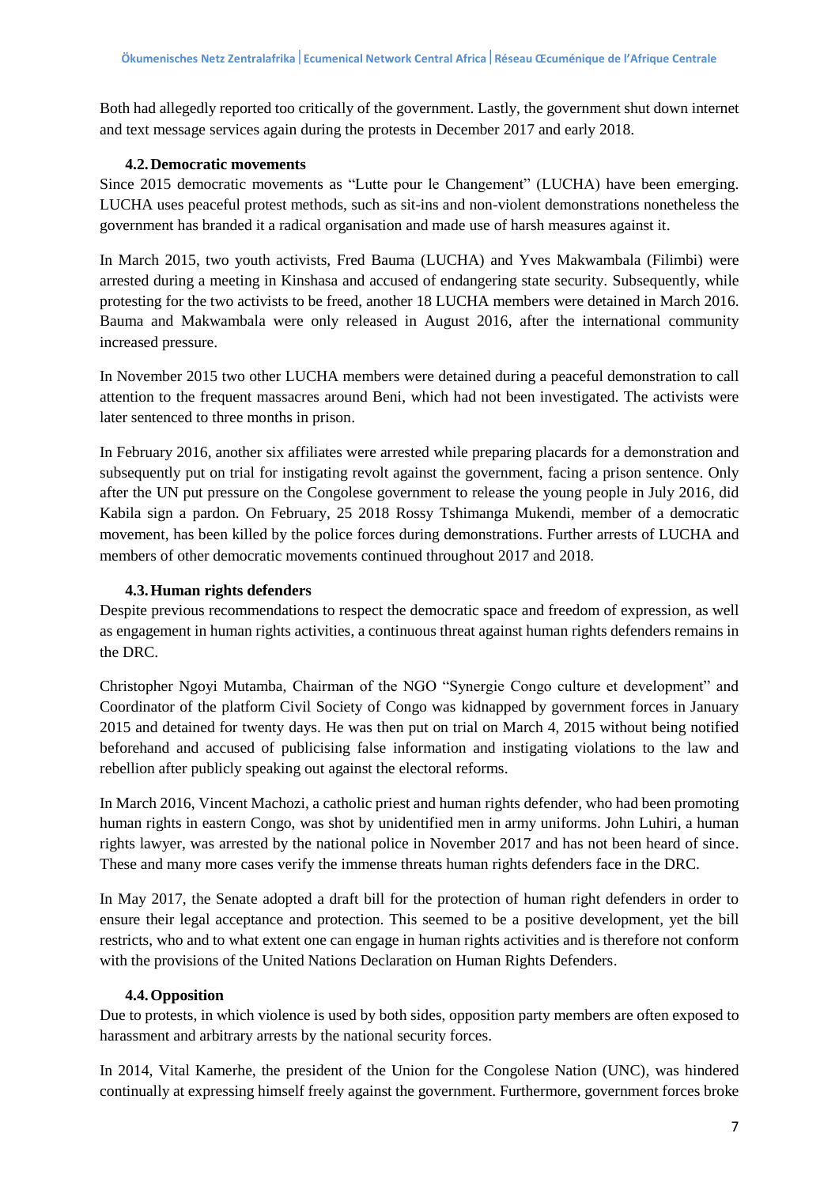Both had allegedly reported too critically of the government. Lastly, the government shut down internet and text message services again during the protests in December 2017 and early 2018.

### 4.2. Democratic movements

Since 2015 democratic movements as "Lutte pour le Changement" (LUCHA) have been emerging. LUCHA uses peaceful protest methods, such as sit-ins and non-violent demonstrations nonetheless the government has branded it a radical organisation and made use of harsh measures against it.

In March 2015, two youth activists, Fred Bauma (LUCHA) and Yves Makwambala (Filimbi) were arrested during a meeting in Kinshasa and accused of endangering state security. Subsequently, while protesting for the two activists to be freed, another 18 LUCHA members were detained in March 2016. Bauma and Makwambala were only released in August 2016, after the international community increased pressure.

In November 2015 two other LUCHA members were detained during a peaceful demonstration to call attention to the frequent massacres around Beni, which had not been investigated. The activists were later sentenced to three months in prison.

In February 2016, another six affiliates were arrested while preparing placards for a demonstration and subsequently put on trial for instigating revolt against the government, facing a prison sentence. Only after the UN put pressure on the Congolese government to release the young people in July 2016, did Kabila sign a pardon. On February, 25 2018 Rossy Tshimanga Mukendi, member of a democratic movement, has been killed by the police forces during demonstrations. Further arrests of LUCHA and members of other democratic movements continued throughout 2017 and 2018.

### 4.3. Human rights defenders

Despite previous recommendations to respect the democratic space and freedom of expression, as well as engagement in human rights activities, a continuous threat against human rights defenders remains in the DRC.

Christopher Ngoyi Mutamba, Chairman of the NGO "Synergie Congo culture et development" and Coordinator of the platform Civil Society of Congo was kidnapped by government forces in January 2015 and detained for twenty days. He was then put on trial on March 4, 2015 without being notified beforehand and accused of publicising false information and instigating violations to the law and rebellion after publicly speaking out against the electoral reforms.

In March 2016, Vincent Machozi, a catholic priest and human rights defender, who had been promoting human rights in eastern Congo, was shot by unidentified men in army uniforms. John Luhiri, a human rights lawyer, was arrested by the national police in November 2017 and has not been heard of since. These and many more cases verify the immense threats human rights defenders face in the DRC.

In May 2017, the Senate adopted a draft bill for the protection of human right defenders in order to ensure their legal acceptance and protection. This seemed to be a positive development, yet the bill restricts, who and to what extent one can engage in human rights activities and is therefore not conform with the provisions of the United Nations Declaration on Human Rights Defenders.

### 4.4. Opposition

Due to protests, in which violence is used by both sides, opposition party members are often exposed to harassment and arbitrary arrests by the national security forces.

In 2014, Vital Kamerhe, the president of the Union for the Congolese Nation (UNC), was hindered continually at expressing himself freely against the government. Furthermore, government forces broke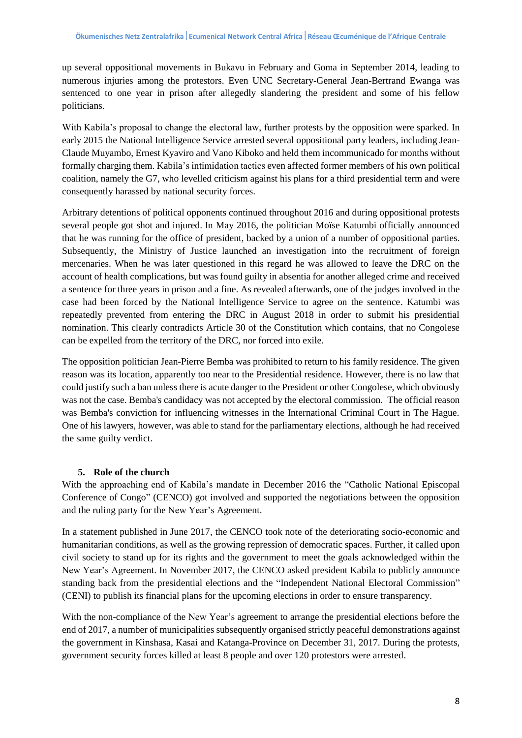up several oppositional movements in Bukavu in February and Goma in September 2014, leading to numerous injuries among the protestors. Even UNC Secretary-General Jean-Bertrand Ewanga was sentenced to one year in prison after allegedly slandering the president and some of his fellow politicians.

With Kabila's proposal to change the electoral law, further protests by the opposition were sparked. In early 2015 the National Intelligence Service arrested several oppositional party leaders, including Jean-Claude Muyambo, Ernest Kyaviro and Vano Kiboko and held them incommunicado for months without formally charging them. Kabila's intimidation tactics even affected former members of his own political coalition, namely the G7, who levelled criticism against his plans for a third presidential term and were consequently harassed by national security forces.

Arbitrary detentions of political opponents continued throughout 2016 and during oppositional protests several people got shot and injured. In May 2016, the politician Moïse Katumbi officially announced that he was running for the office of president, backed by a union of a number of oppositional parties. Subsequently, the Ministry of Justice launched an investigation into the recruitment of foreign mercenaries. When he was later questioned in this regard he was allowed to leave the DRC on the account of health complications, but was found guilty in absentia for another alleged crime and received a sentence for three years in prison and a fine. As revealed afterwards, one of the judges involved in the case had been forced by the National Intelligence Service to agree on the sentence. Katumbi was repeatedly prevented from entering the DRC in August 2018 in order to submit his presidential nomination. This clearly contradicts Article 30 of the Constitution which contains, that no Congolese can be expelled from the territory of the DRC, nor forced into exile.

The opposition politician Jean-Pierre Bemba was prohibited to return to his family residence. The given reason was its location, apparently too near to the Presidential residence. However, there is no law that could justify such a ban unless there is acute danger to the President or other Congolese, which obviously was not the case. Bemba's candidacy was not accepted by the electoral commission. The official reason was Bemba's conviction for influencing witnesses in the International Criminal Court in The Hague. One of his lawyers, however, was able to stand for the parliamentary elections, although he had received the same guilty verdict.

## 5. Role of the church

With the approaching end of Kabila's mandate in December 2016 the "Catholic National Episcopal Conference of Congo" (CENCO) got involved and supported the negotiations between the opposition and the ruling party for the New Year's Agreement.

In a statement published in June 2017, the CENCO took note of the deteriorating socio-economic and humanitarian conditions, as well as the growing repression of democratic spaces. Further, it called upon civil society to stand up for its rights and the government to meet the goals acknowledged within the New Year's Agreement. In November 2017, the CENCO asked president Kabila to publicly announce standing back from the presidential elections and the "Independent National Electoral Commission" (CENI) to publish its financial plans for the upcoming elections in order to ensure transparency.

With the non-compliance of the New Year's agreement to arrange the presidential elections before the end of 2017, a number of municipalities subsequently organised strictly peaceful demonstrations against the government in Kinshasa, Kasai and Katanga-Province on December 31, 2017. During the protests, government security forces killed at least 8 people and over 120 protestors were arrested.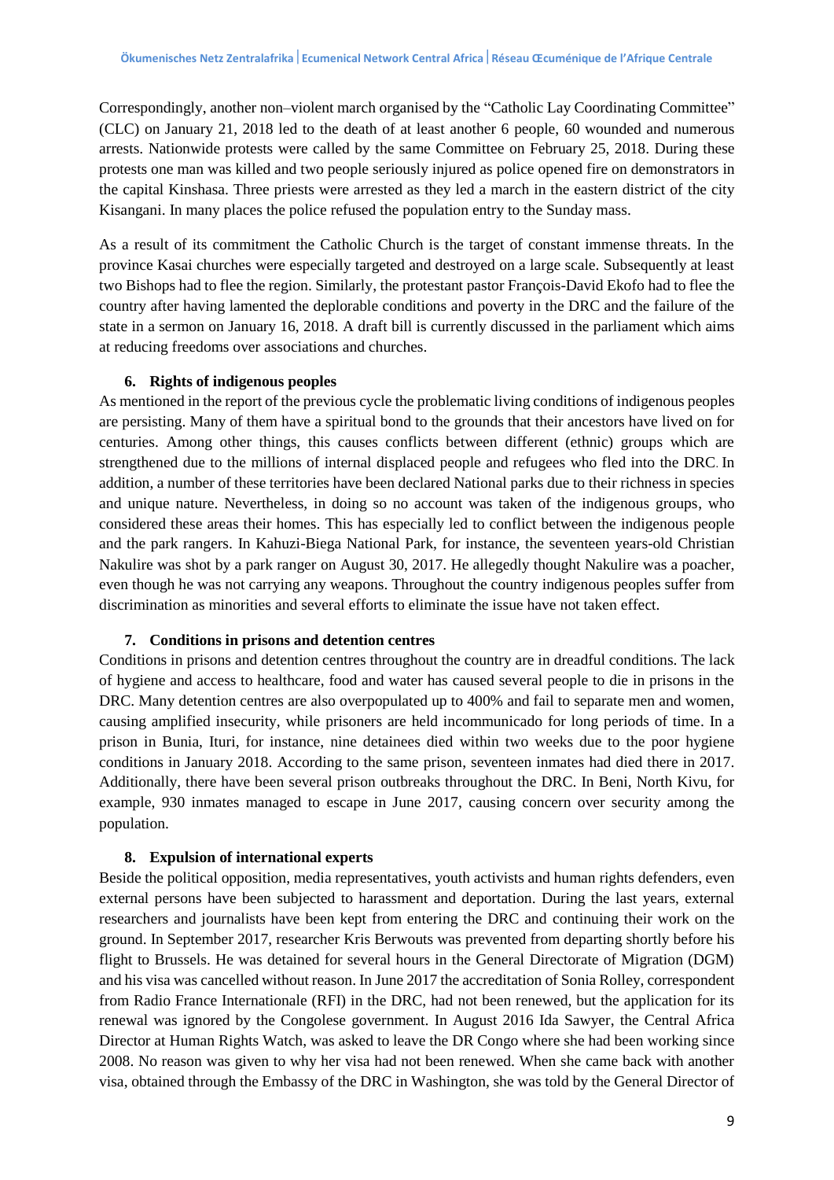Correspondingly, another non–violent march organised by the "Catholic Lay Coordinating Committee" (CLC) on January 21, 2018 led to the death of at least another 6 people, 60 wounded and numerous arrests. Nationwide protests were called by the same Committee on February 25, 2018. During these protests one man was killed and two people seriously injured as police opened fire on demonstrators in the capital Kinshasa. Three priests were arrested as they led a march in the eastern district of the city Kisangani. In many places the police refused the population entry to the Sunday mass.

As a result of its commitment the Catholic Church is the target of constant immense threats. In the province Kasai churches were especially targeted and destroyed on a large scale. Subsequently at least two Bishops had to flee the region. Similarly, the protestant pastor François-David Ekofo had to flee the country after having lamented the deplorable conditions and poverty in the DRC and the failure of the state in a sermon on January 16, 2018. A draft bill is currently discussed in the parliament which aims at reducing freedoms over associations and churches.

### 6. Rights of indigenous peoples

As mentioned in the report of the previous cycle the problematic living conditions of indigenous peoples are persisting. Many of them have a spiritual bond to the grounds that their ancestors have lived on for centuries. Among other things, this causes conflicts between different (ethnic) groups which are strengthened due to the millions of internal displaced people and refugees who fled into the DRC. In addition, a number of these territories have been declared National parks due to their richness in species and unique nature. Nevertheless, in doing so no account was taken of the indigenous groups, who considered these areas their homes. This has especially led to conflict between the indigenous people and the park rangers. In Kahuzi-Biega National Park, for instance, the seventeen years-old Christian Nakulire was shot by a park ranger on August 30, 2017. He allegedly thought Nakulire was a poacher, even though he was not carrying any weapons. Throughout the country indigenous peoples suffer from discrimination as minorities and several efforts to eliminate the issue have not taken effect.

### 7. Conditions in prisons and detention centres

Conditions in prisons and detention centres throughout the country are in dreadful conditions. The lack of hygiene and access to healthcare, food and water has caused several people to die in prisons in the DRC. Many detention centres are also overpopulated up to 400% and fail to separate men and women, causing amplified insecurity, while prisoners are held incommunicado for long periods of time. In a prison in Bunia, Ituri, for instance, nine detainees died within two weeks due to the poor hygiene conditions in January 2018. According to the same prison, seventeen inmates had died there in 2017. Additionally, there have been several prison outbreaks throughout the DRC. In Beni, North Kivu, for example, 930 inmates managed to escape in June 2017, causing concern over security among the population.

### 8. Expulsion of international experts

Beside the political opposition, media representatives, youth activists and human rights defenders, even external persons have been subjected to harassment and deportation. During the last years, external researchers and journalists have been kept from entering the DRC and continuing their work on the ground. In September 2017, researcher Kris Berwouts was prevented from departing shortly before his flight to Brussels. He was detained for several hours in the General Directorate of Migration (DGM) and his visa was cancelled without reason. In June 2017 the accreditation of Sonia Rolley, correspondent from Radio France Internationale (RFI) in the DRC, had not been renewed, but the application for its renewal was ignored by the Congolese government. In August 2016 Ida Sawyer, the Central Africa Director at Human Rights Watch, was asked to leave the DR Congo where she had been working since 2008. No reason was given to why her visa had not been renewed. When she came back with another visa, obtained through the Embassy of the DRC in Washington, she was told by the General Director of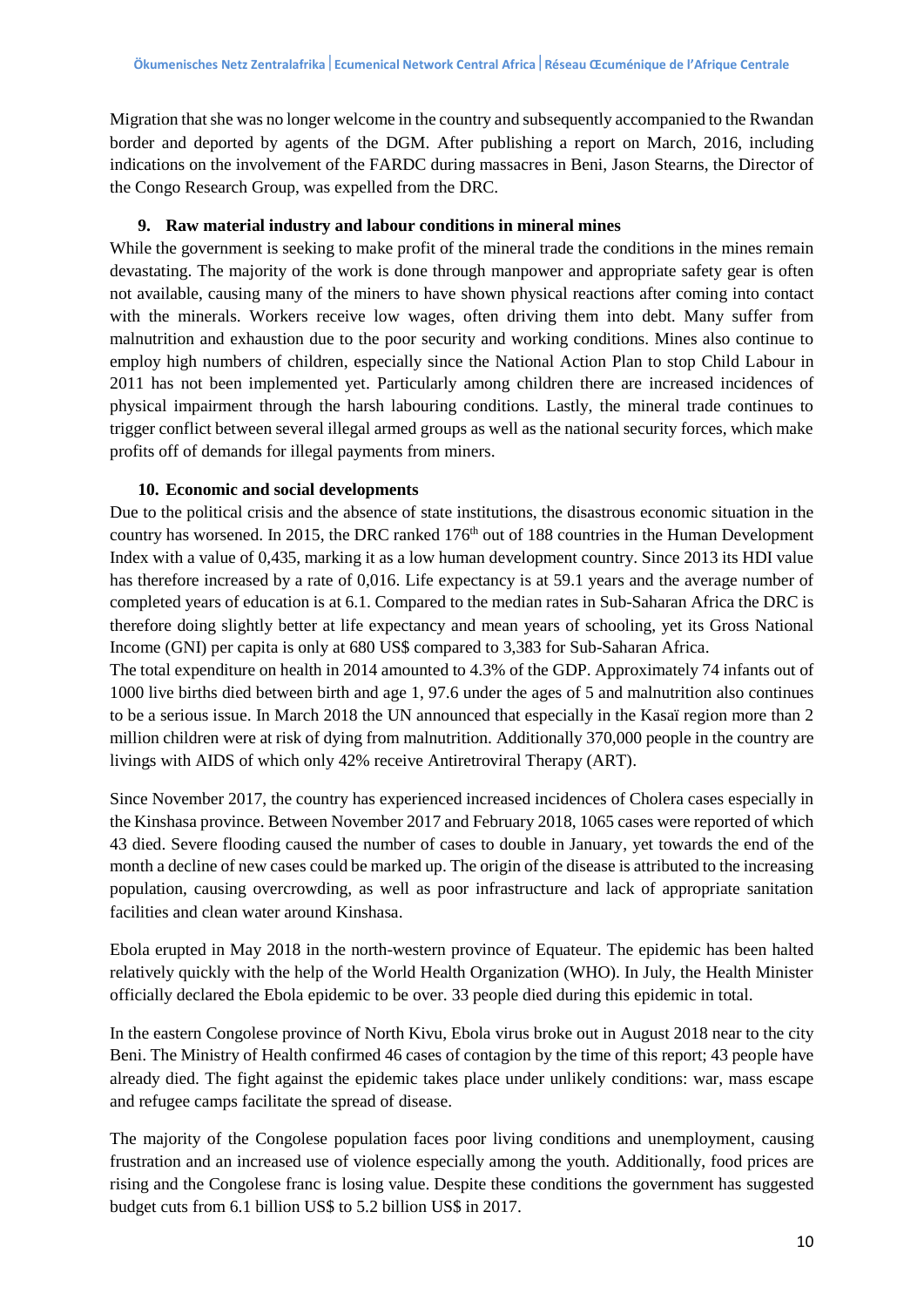Migration that she was no longer welcome in the country and subsequently accompanied to the Rwandan border and deported by agents of the DGM. After publishing a report on March, 2016, including indications on the involvement of the FARDC during massacres in Beni, Jason Stearns, the Director of the Congo Research Group, was expelled from the DRC.

### 9. Raw material industry and labour conditions in mineral mines

While the government is seeking to make profit of the mineral trade the conditions in the mines remain devastating. The majority of the work is done through manpower and appropriate safety gear is often not available, causing many of the miners to have shown physical reactions after coming into contact with the minerals. Workers receive low wages, often driving them into debt. Many suffer from malnutrition and exhaustion due to the poor security and working conditions. Mines also continue to employ high numbers of children, especially since the National Action Plan to stop Child Labour in 2011 has not been implemented yet. Particularly among children there are increased incidences of physical impairment through the harsh labouring conditions. Lastly, the mineral trade continues to trigger conflict between several illegal armed groups as well as the national security forces, which make profits off of demands for illegal payments from miners.

### 10. Economic and social developments

Due to the political crisis and the absence of state institutions, the disastrous economic situation in the country has worsened. In 2015, the DRC ranked 176th out of 188 countries in the Human Development Index with a value of 0,435, marking it as a low human development country. Since 2013 its HDI value has therefore increased by a rate of 0,016. Life expectancy is at 59.1 years and the average number of completed years of education is at 6.1. Compared to the median rates in Sub-Saharan Africa the DRC is therefore doing slightly better at life expectancy and mean years of schooling, yet its Gross National Income (GNI) per capita is only at 680 US$ compared to 3,383 for Sub-Saharan Africa.

The total expenditure on health in 2014 amounted to 4.3% of the GDP. Approximately 74 infants out of 1000 live births died between birth and age 1, 97.6 under the ages of 5 and malnutrition also continues to be a serious issue. In March 2018 the UN announced that especially in the Kasaï region more than 2 million children were at risk of dying from malnutrition. Additionally 370,000 people in the country are livings with AIDS of which only 42% receive Antiretroviral Therapy (ART).

Since November 2017, the country has experienced increased incidences of Cholera cases especially in the Kinshasa province. Between November 2017 and February 2018, 1065 cases were reported of which 43 died. Severe flooding caused the number of cases to double in January, yet towards the end of the month a decline of new cases could be marked up. The origin of the disease is attributed to the increasing population, causing overcrowding, as well as poor infrastructure and lack of appropriate sanitation facilities and clean water around Kinshasa.

Ebola erupted in May 2018 in the north-western province of Equateur. The epidemic has been halted relatively quickly with the help of the World Health Organization (WHO). In July, the Health Minister officially declared the Ebola epidemic to be over. 33 people died during this epidemic in total.

In the eastern Congolese province of North Kivu, Ebola virus broke out in August 2018 near to the city Beni. The Ministry of Health confirmed 46 cases of contagion by the time of this report; 43 people have already died. The fight against the epidemic takes place under unlikely conditions: war, mass escape and refugee camps facilitate the spread of disease.

The majority of the Congolese population faces poor living conditions and unemployment, causing frustration and an increased use of violence especially among the youth. Additionally, food prices are rising and the Congolese franc is losing value. Despite these conditions the government has suggested budget cuts from 6.1 billion US$ to 5.2 billion US$ in 2017.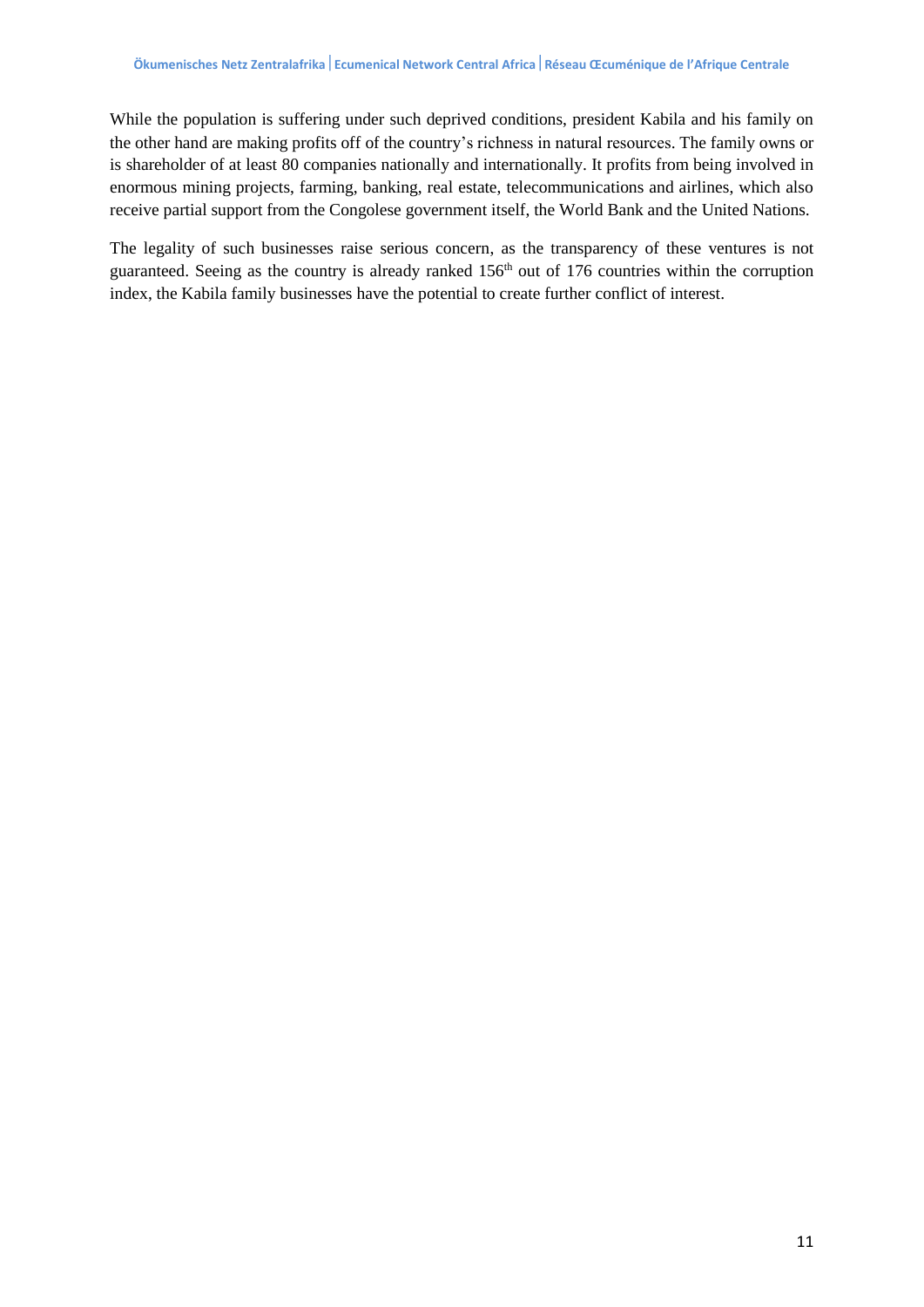While the population is suffering under such deprived conditions, president Kabila and his family on the other hand are making profits off of the country's richness in natural resources. The family owns or is shareholder of at least 80 companies nationally and internationally. It profits from being involved in enormous mining projects, farming, banking, real estate, telecommunications and airlines, which also receive partial support from the Congolese government itself, the World Bank and the United Nations.

The legality of such businesses raise serious concern, as the transparency of these ventures is not guaranteed. Seeing as the country is already ranked 156th out of 176 countries within the corruption index, the Kabila family businesses have the potential to create further conflict of interest.